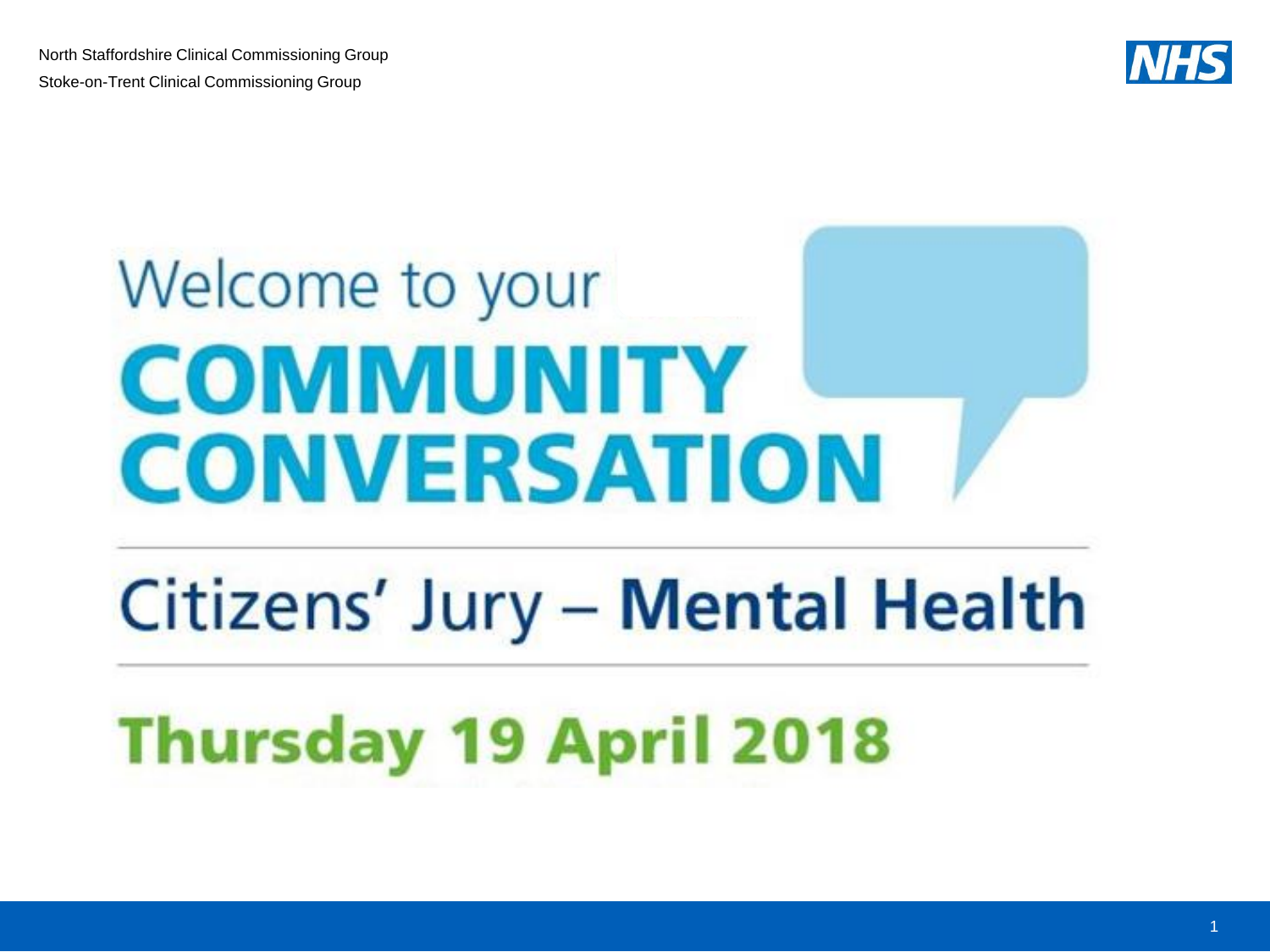North Staffordshire Clinical Commissioning Group

Stoke-on-Trent Clinical Commissioning Group

NHS

# Welcome to your COMMUNITY CONVERSATION

## Citizens' Jury – Mental Health

## Thursday 19 April 2018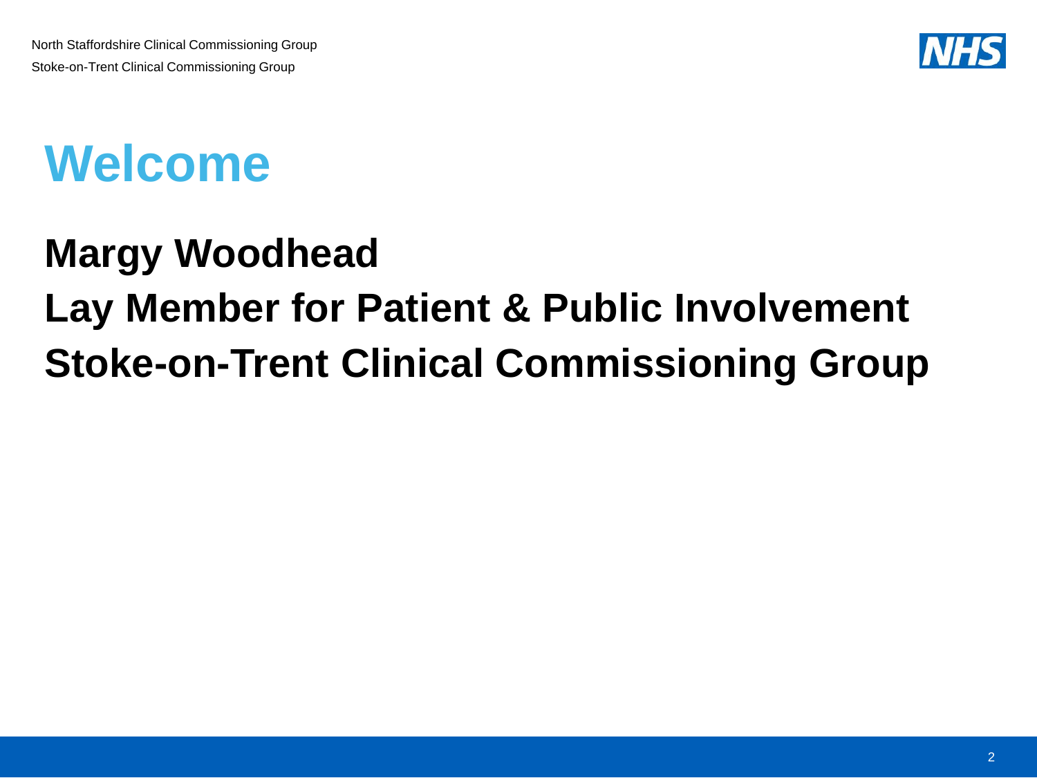# Welcome

**Margy Woodhead**

**Lay Member for Patient & Public Involvement**

**Stoke-on-Trent Clinical Commissioning Group**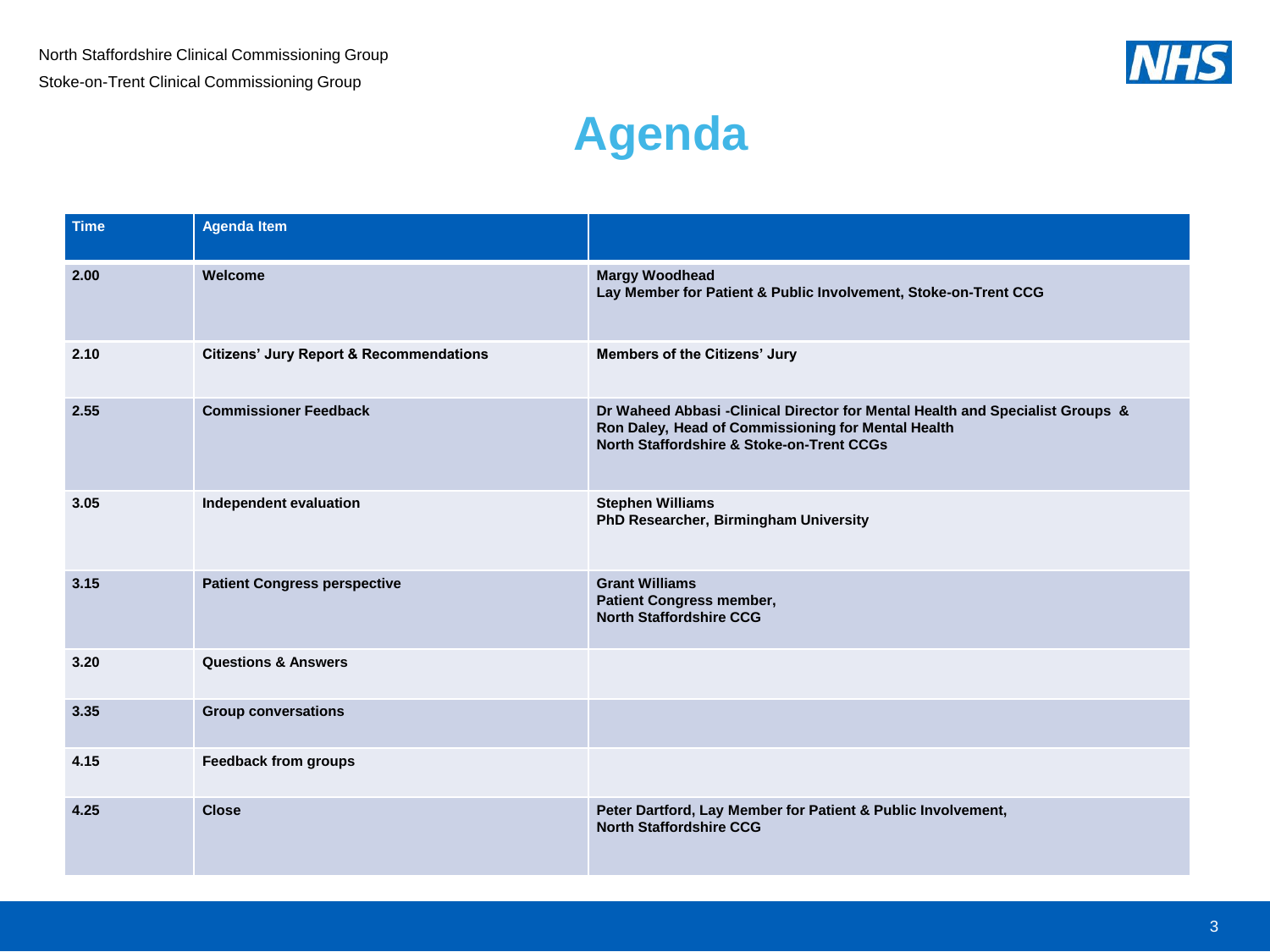North Staffordshire Clinical Commissioning Group

Stoke-on-Trent Clinical Commissioning Group

# Agenda

| Time | Agenda Item | |
|---|---|---|
| 2.00 | Welcome | Margy Woodhead<br>Lay Member for Patient & Public Involvement, Stoke-on-Trent CCG |
| 2.10 | Citizens' Jury Report & Recommendations | Members of the Citizens' Jury |
| 2.55 | Commissioner Feedback | Dr Waheed Abbasi -Clinical Director for Mental Health and Specialist Groups &<br>Ron Daley, Head of Commissioning for Mental Health<br>North Staffordshire & Stoke-on-Trent CCGs |
| 3.05 | Independent evaluation | Stephen Williams<br>PhD Researcher, Birmingham University |
| 3.15 | Patient Congress perspective | Grant Williams<br>Patient Congress member,<br>North Staffordshire CCG |
| 3.20 | Questions & Answers | |
| 3.35 | Group conversations | |
| 4.15 | Feedback from groups | |
| 4.25 | Close | Peter Dartford, Lay Member for Patient & Public Involvement,<br>North Staffordshire CCG |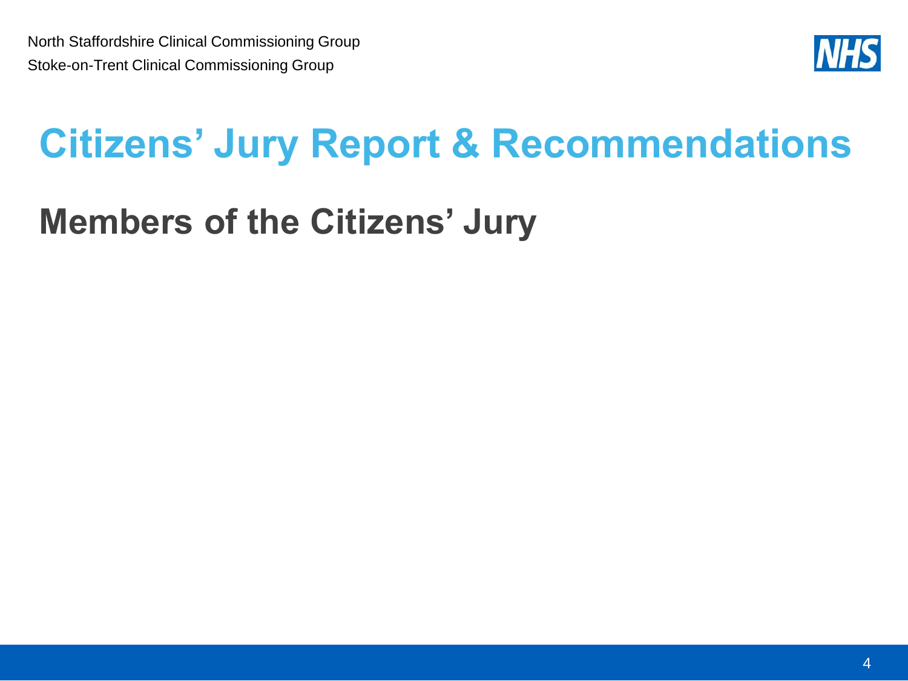North Staffordshire Clinical Commissioning Group

Stoke-on-Trent Clinical Commissioning Group

# Citizens' Jury Report & Recommendations

## Members of the Citizens' Jury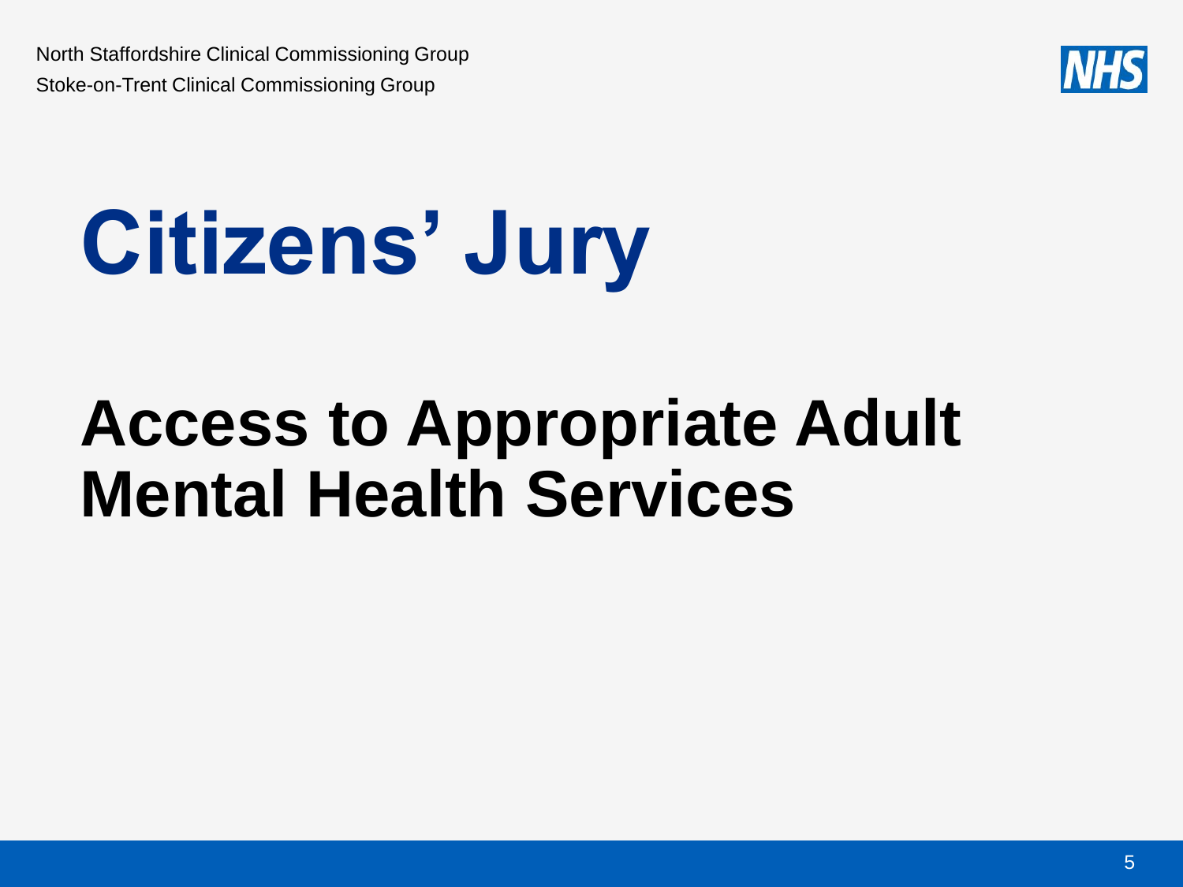North Staffordshire Clinical Commissioning Group

Stoke-on-Trent Clinical Commissioning Group

# Citizens' Jury

## Access to Appropriate Adult Mental Health Services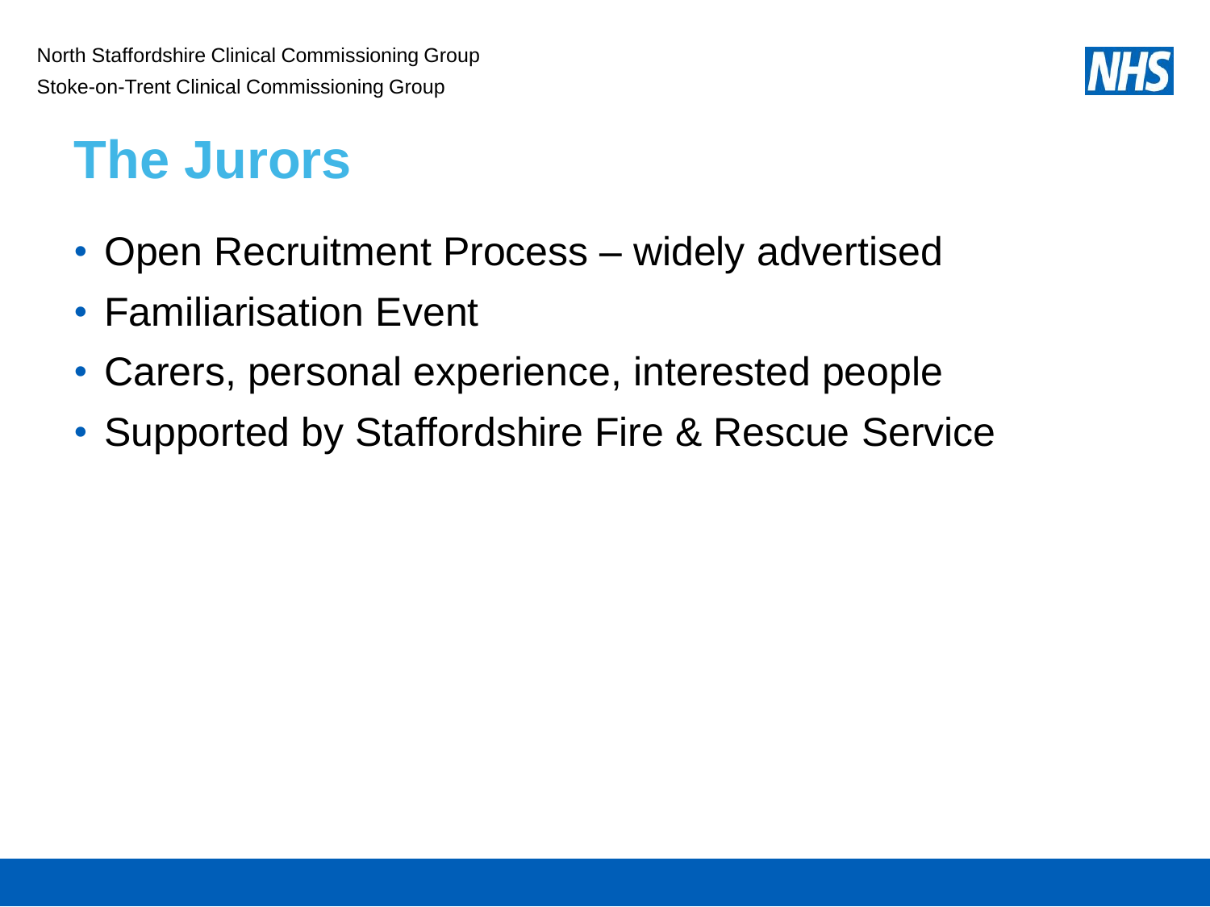# The Jurors

- Open Recruitment Process – widely advertised
- Familiarisation Event
- Carers, personal experience, interested people
- Supported by Staffordshire Fire & Rescue Service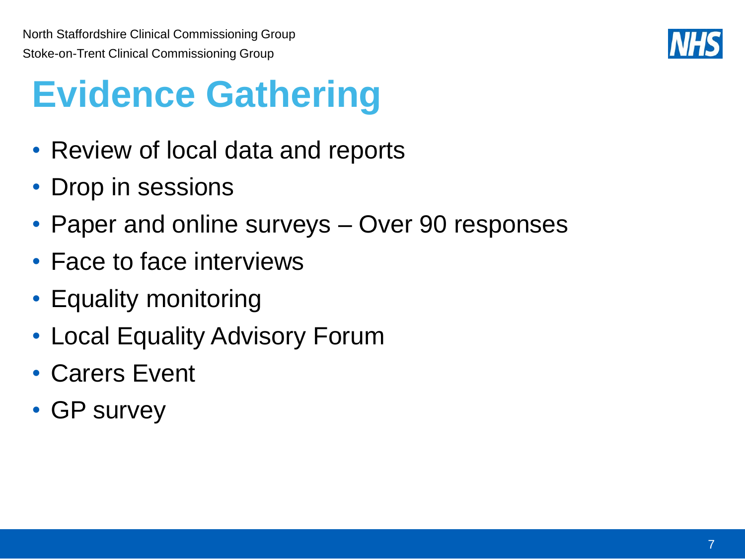# Evidence Gathering

- Review of local data and reports
- Drop in sessions
- Paper and online surveys – Over 90 responses
- Face to face interviews
- Equality monitoring
- Local Equality Advisory Forum
- Carers Event
- GP survey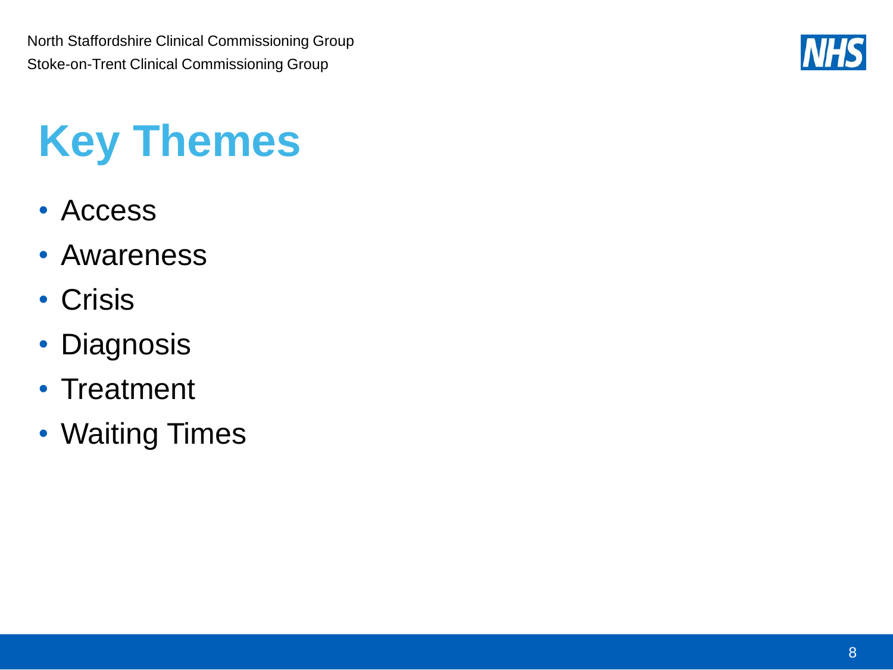North Staffordshire Clinical Commissioning Group
Stoke-on-Trent Clinical Commissioning Group

# Key Themes

- Access
- Awareness
- Crisis
- Diagnosis
- Treatment
- Waiting Times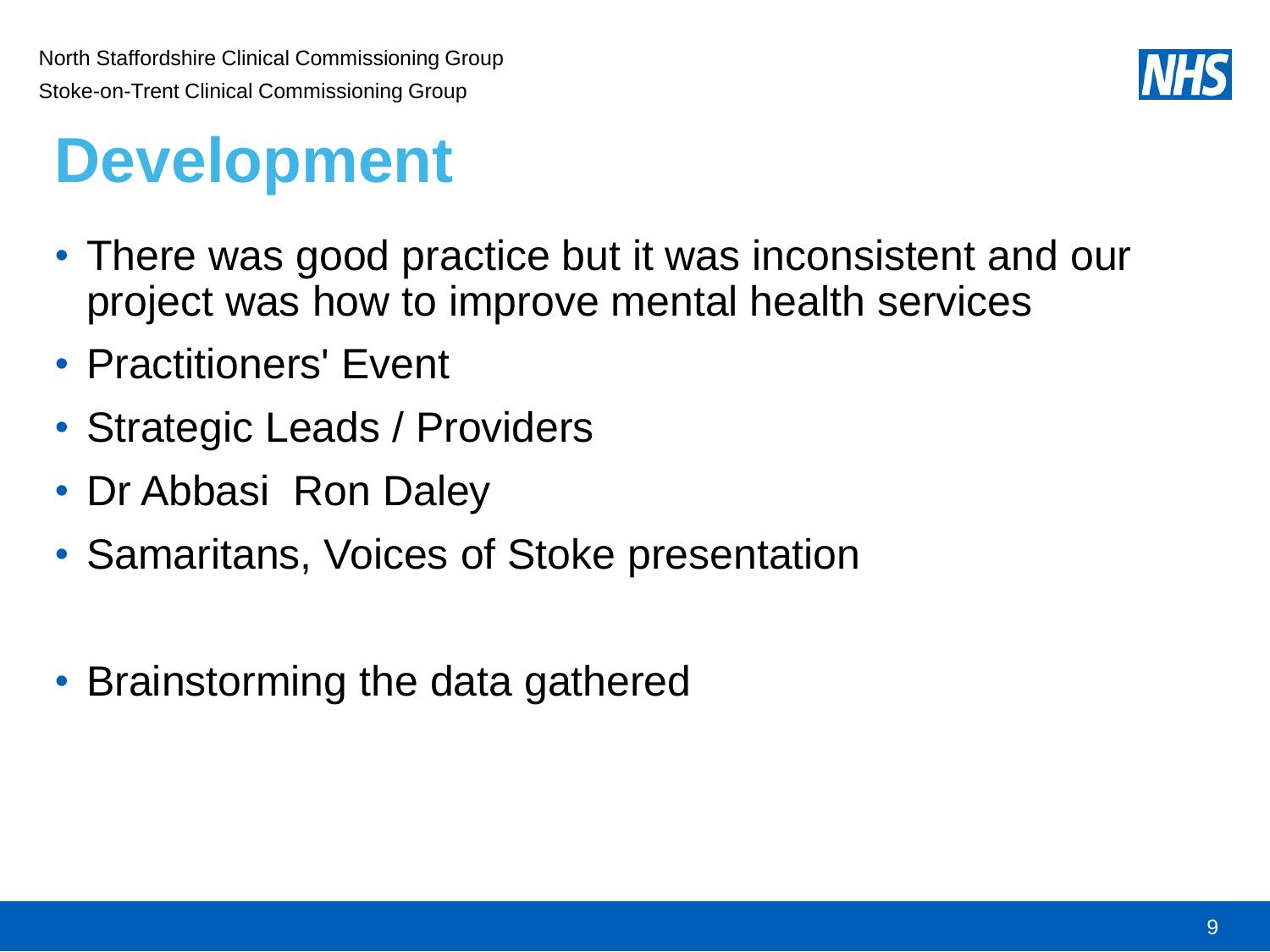# Development

- There was good practice but it was inconsistent and our project was how to improve mental health services
- Practitioners' Event
- Strategic Leads / Providers
- Dr Abbasi  Ron Daley
- Samaritans, Voices of Stoke presentation

- Brainstorming the data gathered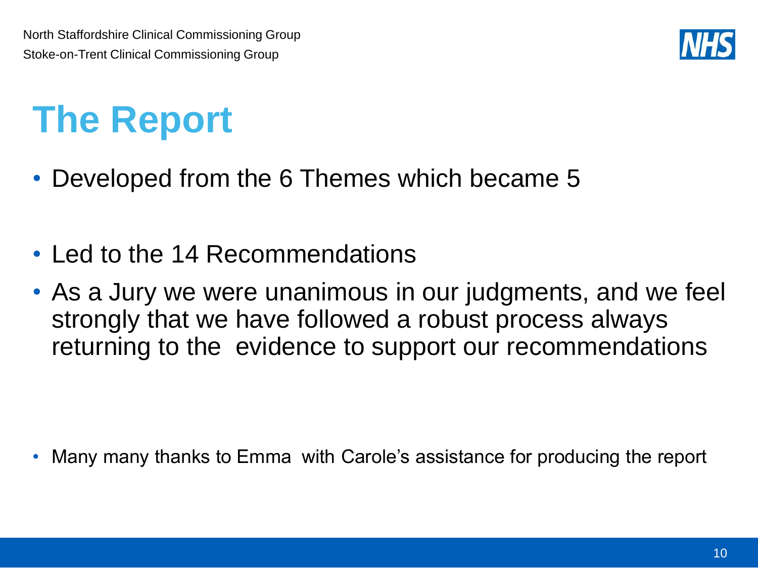# The Report

- Developed from the 6 Themes which became 5
- Led to the 14 Recommendations
- As a Jury we were unanimous in our judgments, and we feel strongly that we have followed a robust process always returning to the evidence to support our recommendations

- Many many thanks to Emma with Carole's assistance for producing the report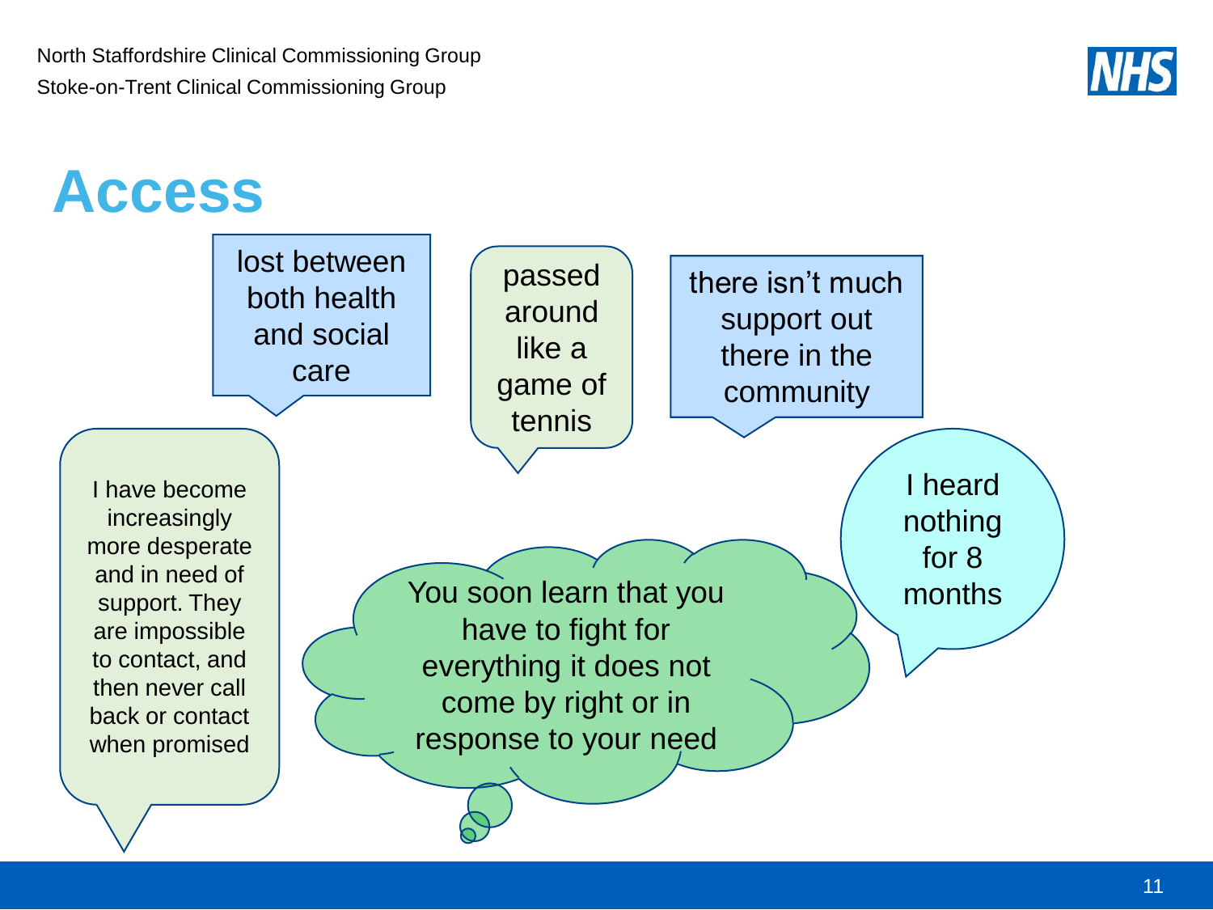# Access

lost between both health and social care

passed around like a game of tennis

there isn't much support out there in the community

I have become increasingly more desperate and in need of support. They are impossible to contact, and then never call back or contact when promised

You soon learn that you have to fight for everything it does not come by right or in response to your need

I heard nothing for 8 months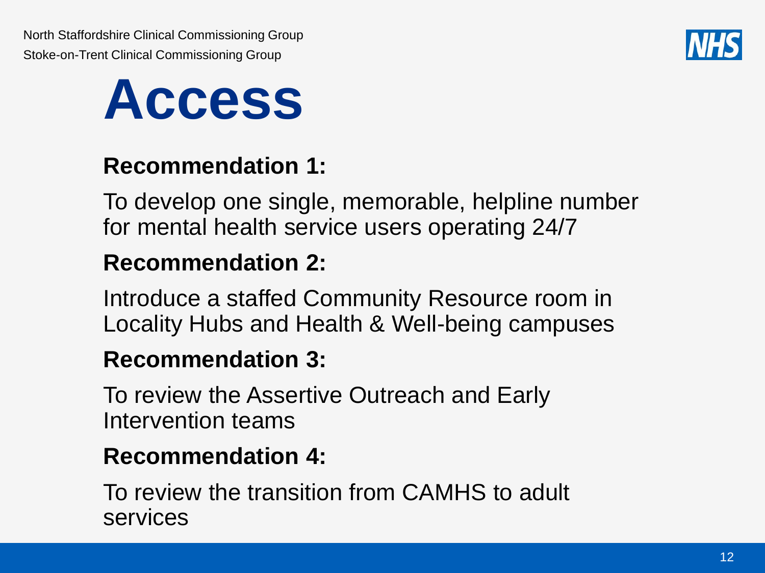North Staffordshire Clinical Commissioning Group

Stoke-on-Trent Clinical Commissioning Group

# Access

**Recommendation 1:**

To develop one single, memorable, helpline number for mental health service users operating 24/7

**Recommendation 2:**

Introduce a staffed Community Resource room in Locality Hubs and Health & Well-being campuses

**Recommendation 3:**

To review the Assertive Outreach and Early Intervention teams

**Recommendation 4:**

To review the transition from CAMHS to adult services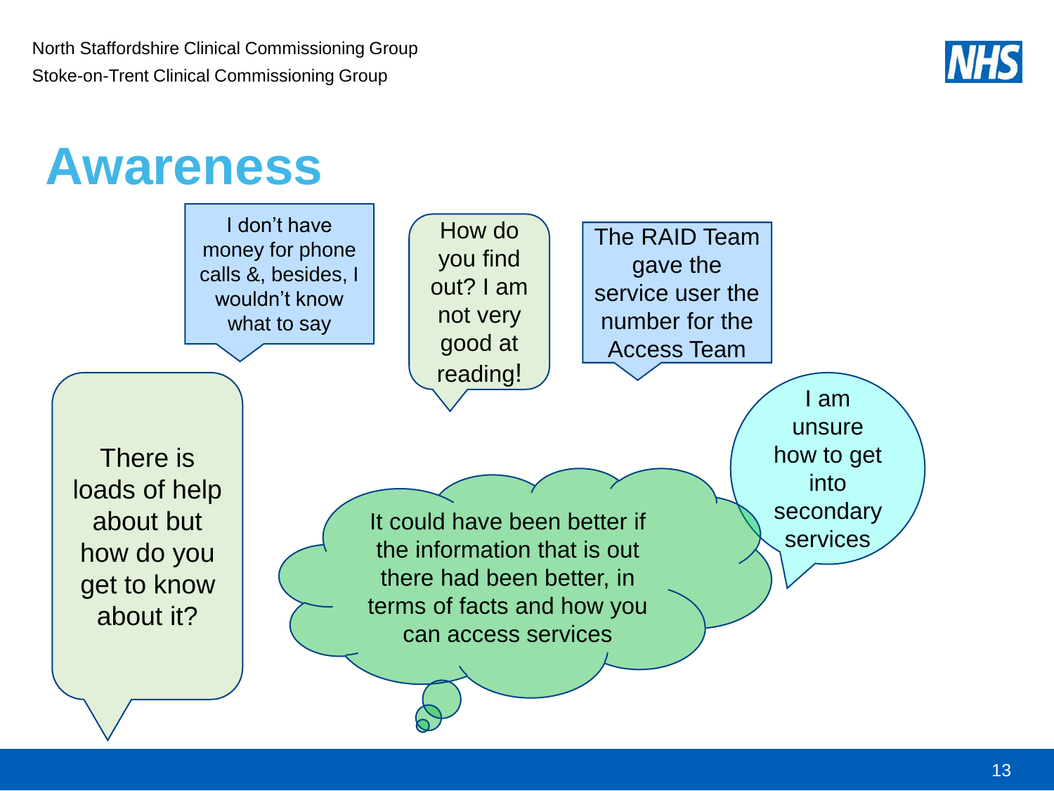# Awareness

I don't have money for phone calls &, besides, I wouldn't know what to say

How do you find out? I am not very good at reading!

The RAID Team gave the service user the number for the Access Team

There is loads of help about but how do you get to know about it?

It could have been better if the information that is out there had been better, in terms of facts and how you can access services

I am unsure how to get into secondary services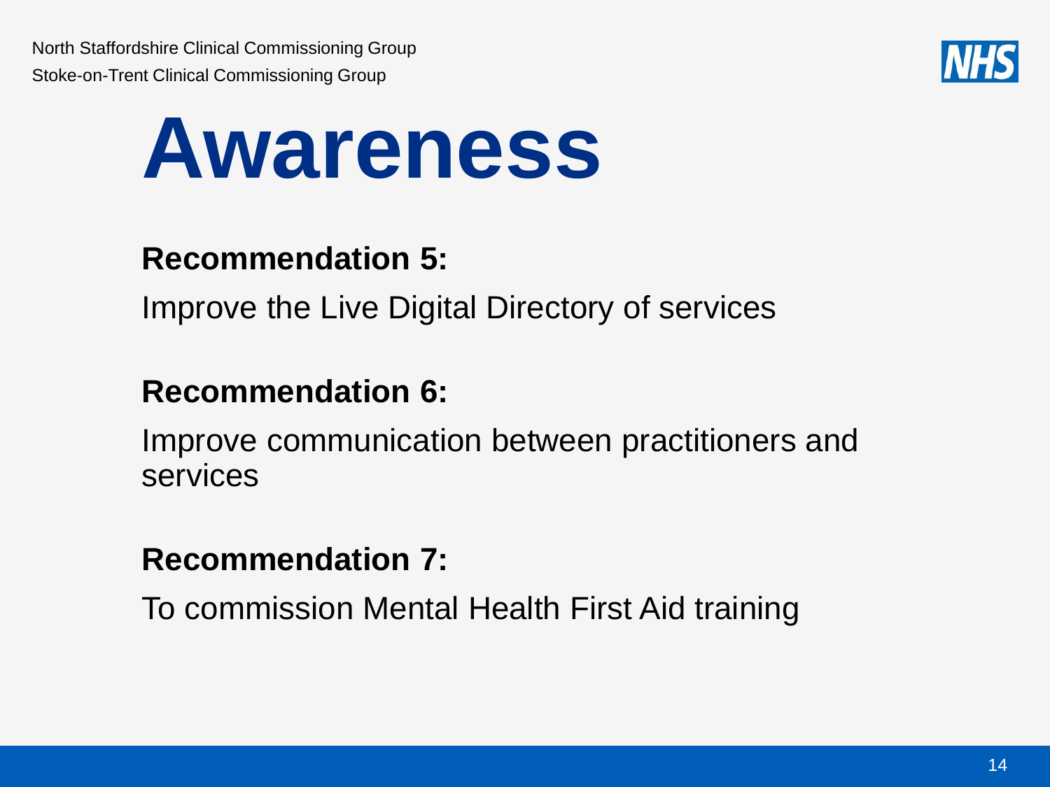# Awareness

**Recommendation 5:**

Improve the Live Digital Directory of services

**Recommendation 6:**

Improve communication between practitioners and services

**Recommendation 7:**

To commission Mental Health First Aid training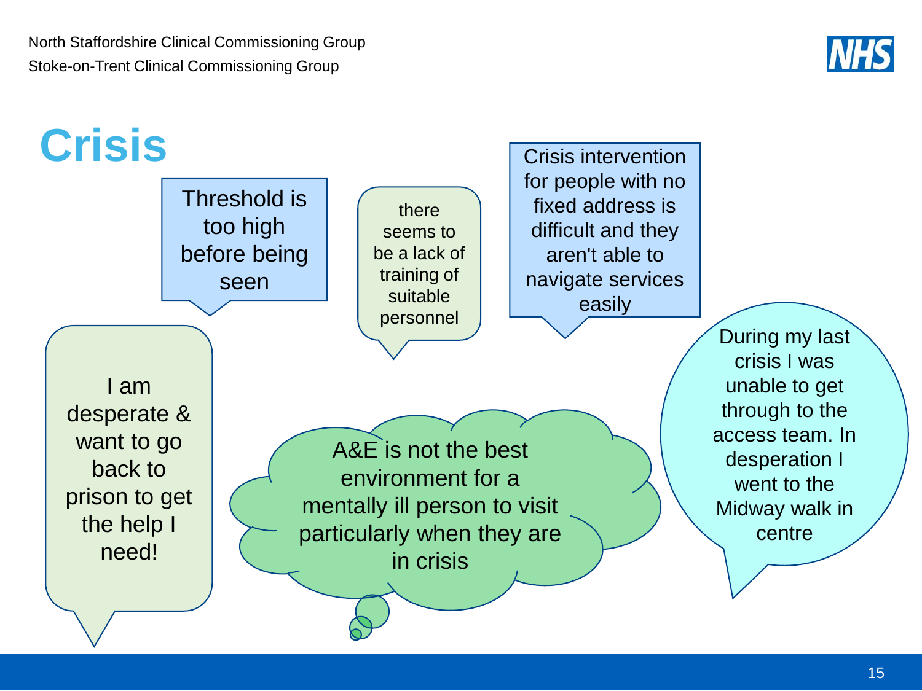North Staffordshire Clinical Commissioning Group
Stoke-on-Trent Clinical Commissioning Group

# Crisis

Threshold is too high before being seen

there seems to be a lack of training of suitable personnel

Crisis intervention for people with no fixed address is difficult and they aren't able to navigate services easily

I am desperate & want to go back to prison to get the help I need!

A&E is not the best environment for a mentally ill person to visit particularly when they are in crisis

During my last crisis I was unable to get through to the access team. In desperation I went to the Midway walk in centre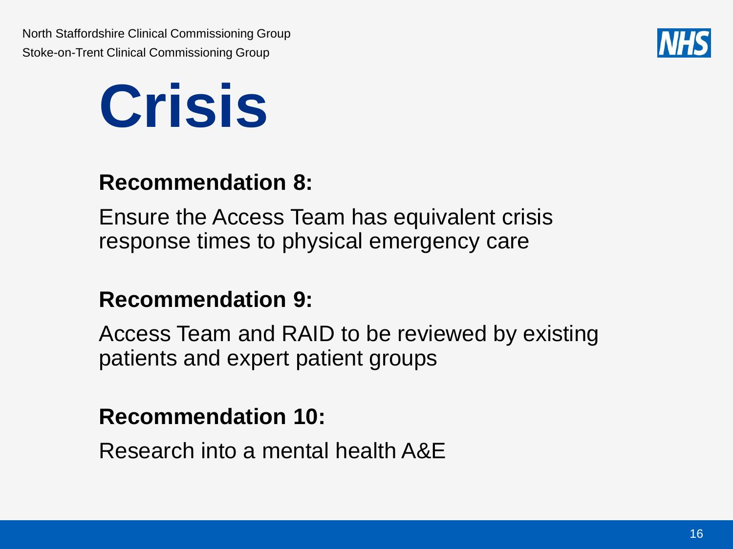# Crisis

**Recommendation 8:**

Ensure the Access Team has equivalent crisis response times to physical emergency care

**Recommendation 9:**

Access Team and RAID to be reviewed by existing patients and expert patient groups

**Recommendation 10:**

Research into a mental health A&E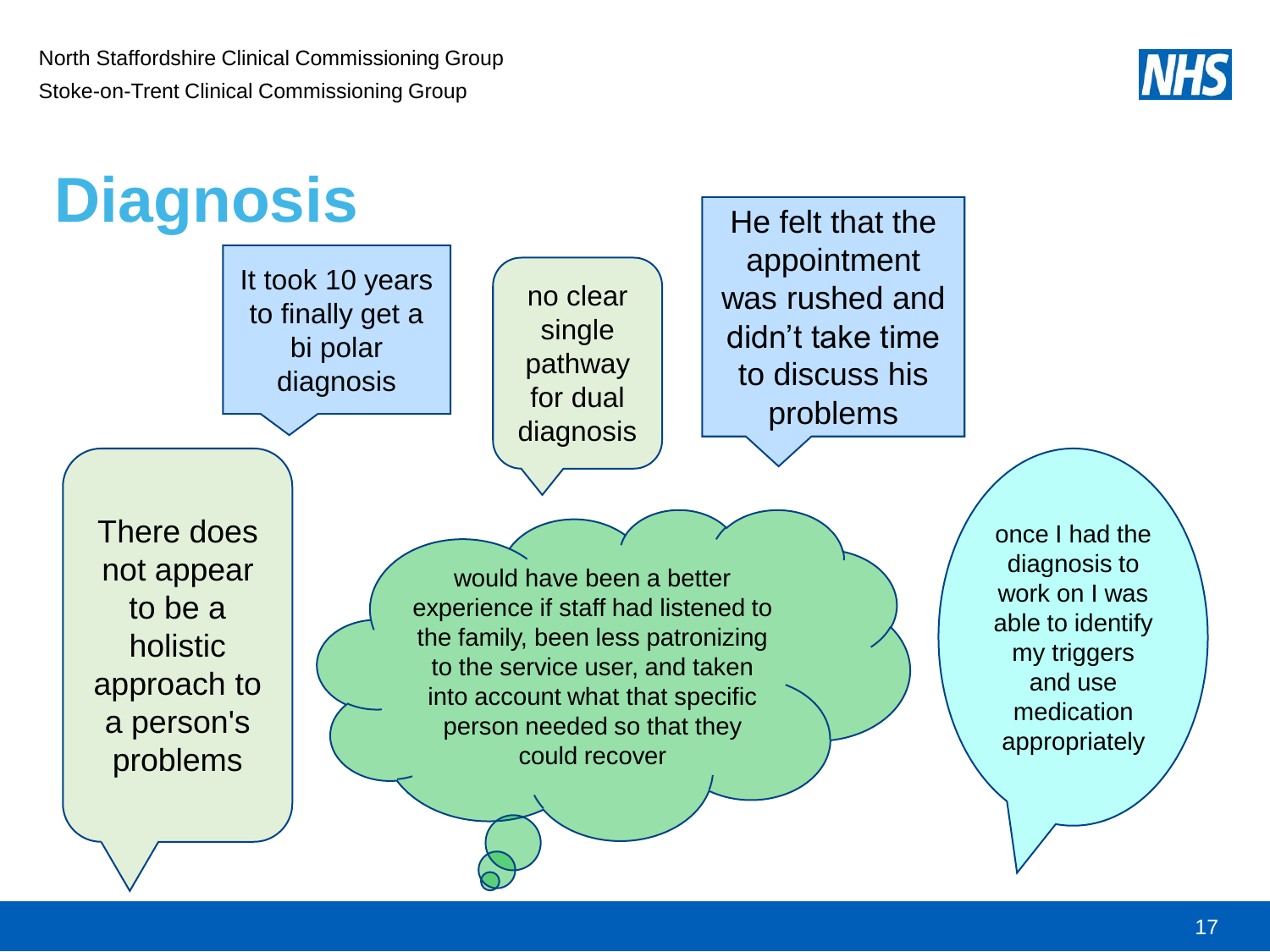North Staffordshire Clinical Commissioning Group
Stoke-on-Trent Clinical Commissioning Group

# Diagnosis

It took 10 years to finally get a bi polar diagnosis

no clear single pathway for dual diagnosis

He felt that the appointment was rushed and didn't take time to discuss his problems

There does not appear to be a holistic approach to a person's problems

would have been a better experience if staff had listened to the family, been less patronizing to the service user, and taken into account what that specific person needed so that they could recover

once I had the diagnosis to work on I was able to identify my triggers and use medication appropriately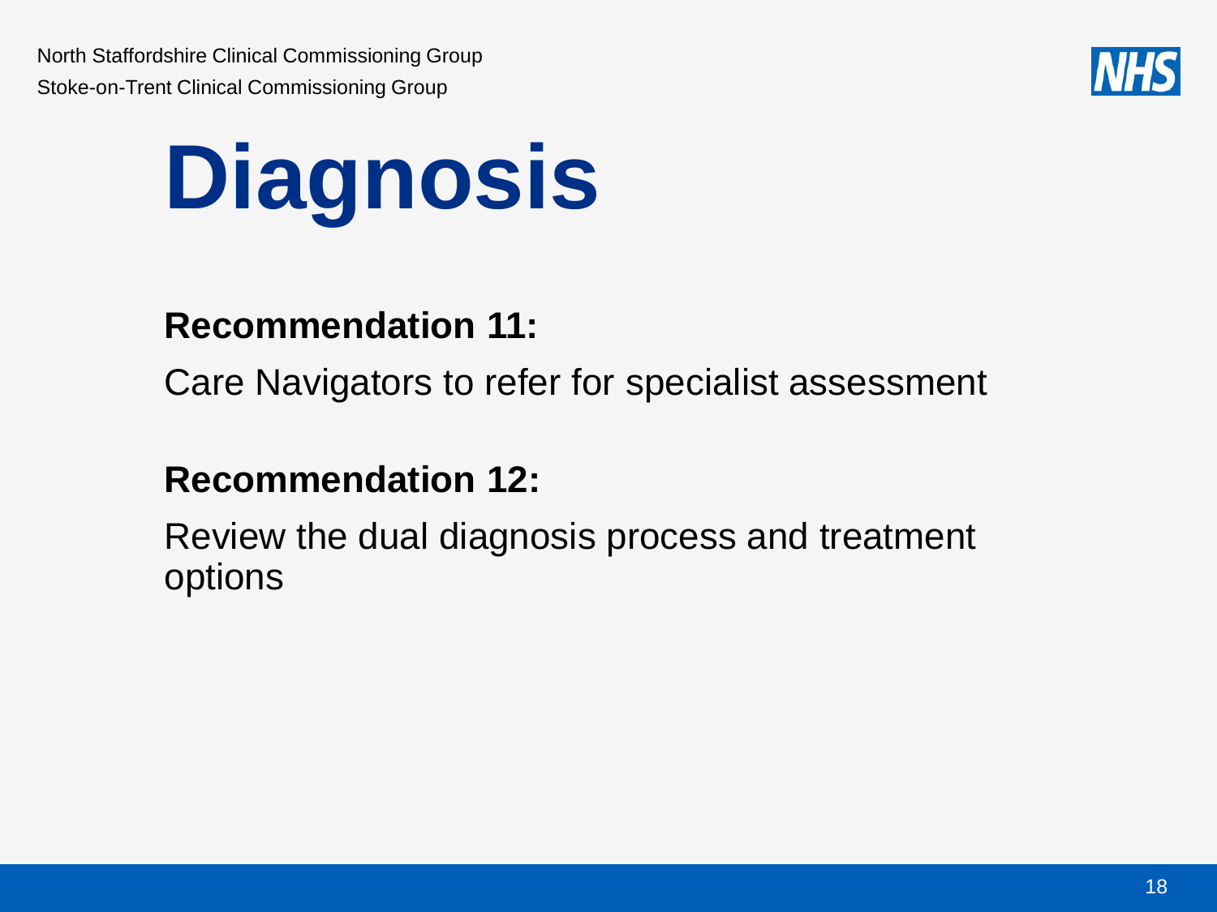# Diagnosis

**Recommendation 11:**

Care Navigators to refer for specialist assessment

**Recommendation 12:**

Review the dual diagnosis process and treatment options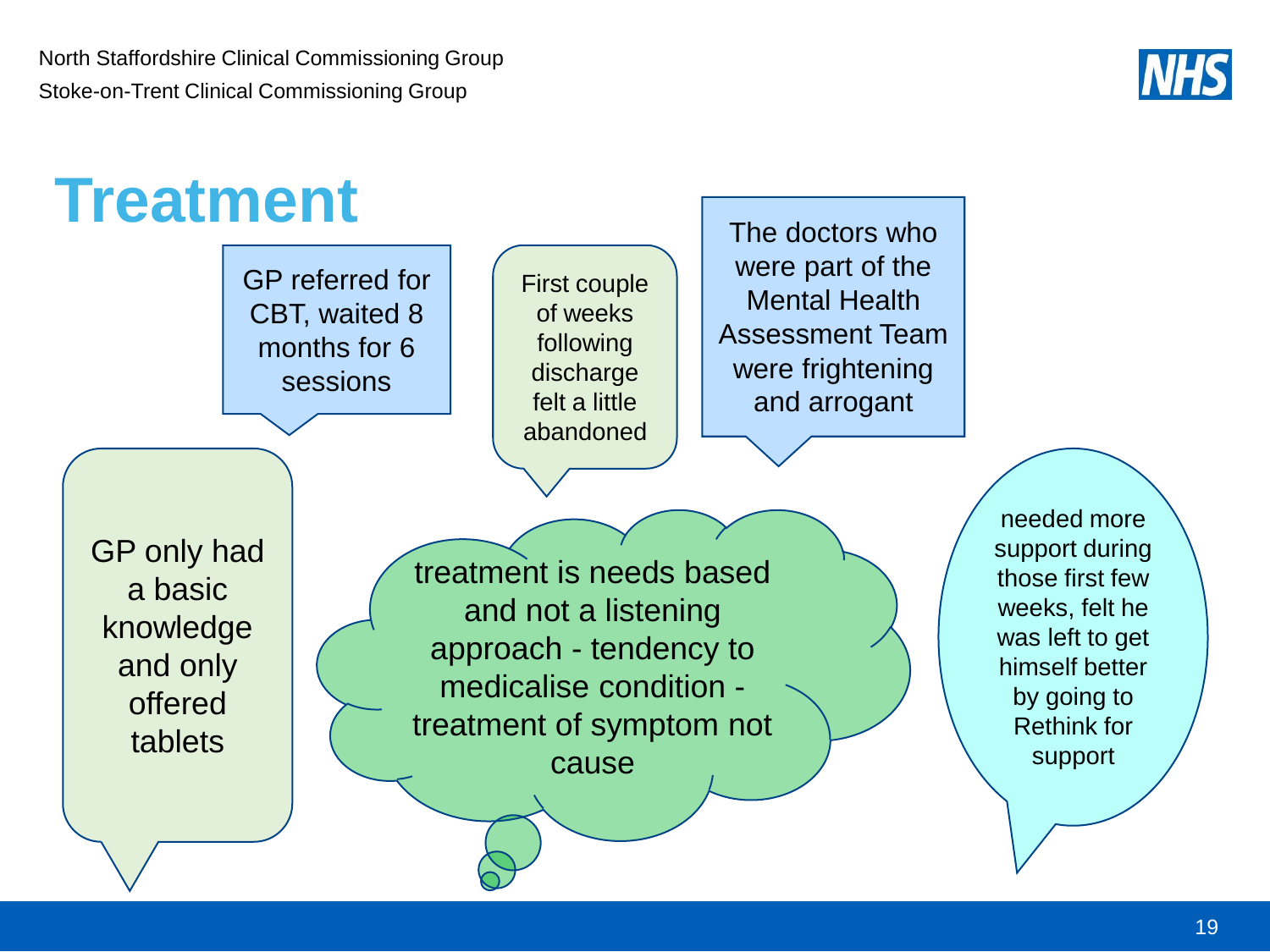# Treatment

GP referred for CBT, waited 8 months for 6 sessions

First couple of weeks following discharge felt a little abandoned

The doctors who were part of the Mental Health Assessment Team were frightening and arrogant

GP only had a basic knowledge and only offered tablets

treatment is needs based and not a listening approach - tendency to medicalise condition - treatment of symptom not cause

needed more support during those first few weeks, felt he was left to get himself better by going to Rethink for support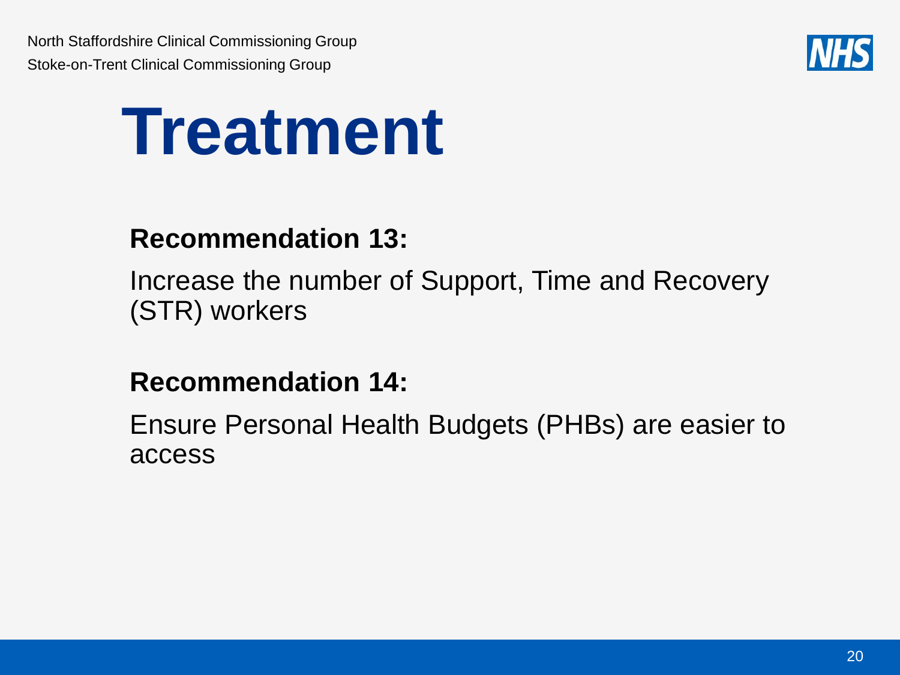# Treatment

**Recommendation 13:**

Increase the number of Support, Time and Recovery (STR) workers

**Recommendation 14:**

Ensure Personal Health Budgets (PHBs) are easier to access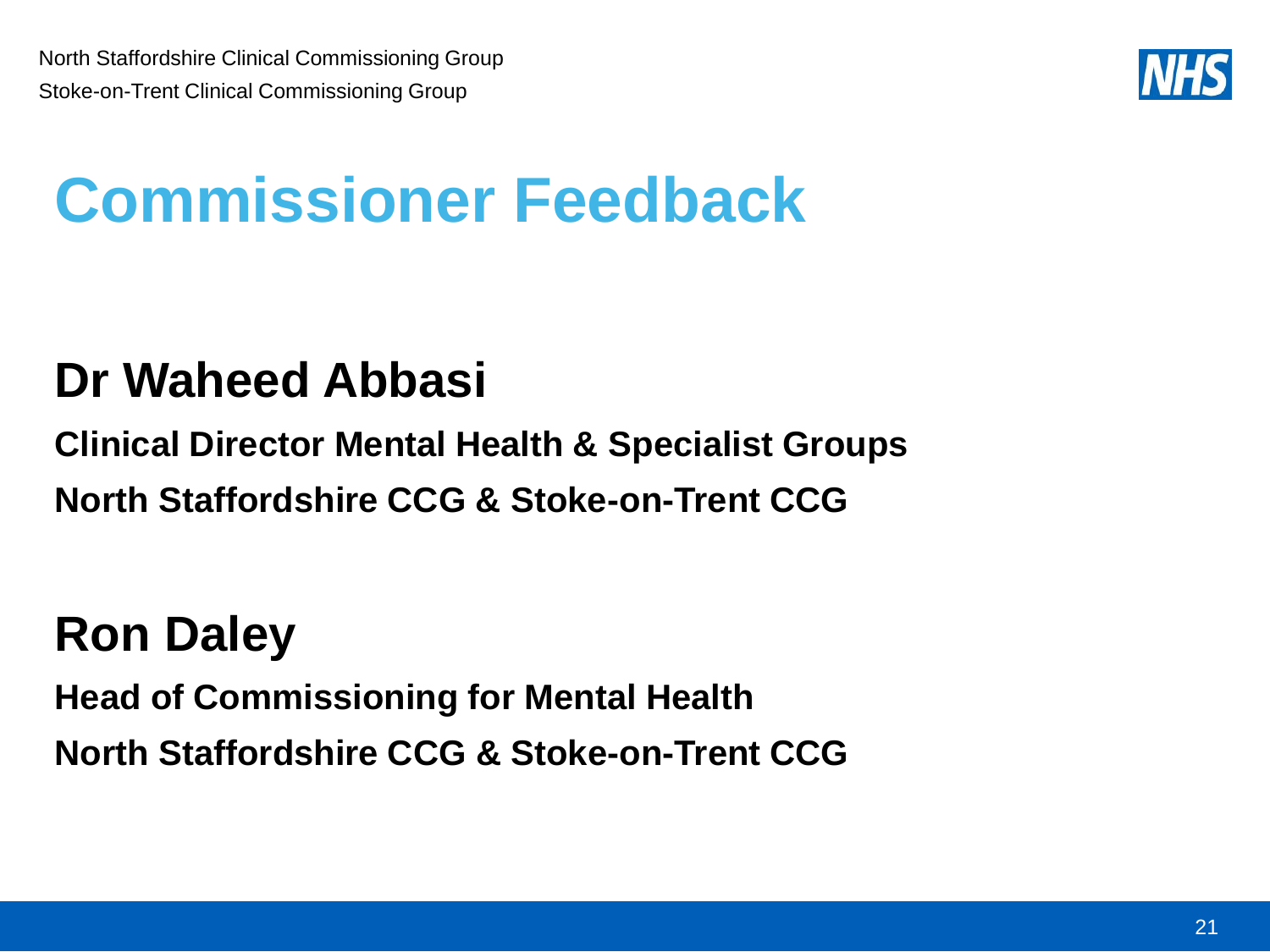# Commissioner Feedback

## Dr Waheed Abbasi

**Clinical Director Mental Health & Specialist Groups**

**North Staffordshire CCG & Stoke-on-Trent CCG**

## Ron Daley

**Head of Commissioning for Mental Health**

**North Staffordshire CCG & Stoke-on-Trent CCG**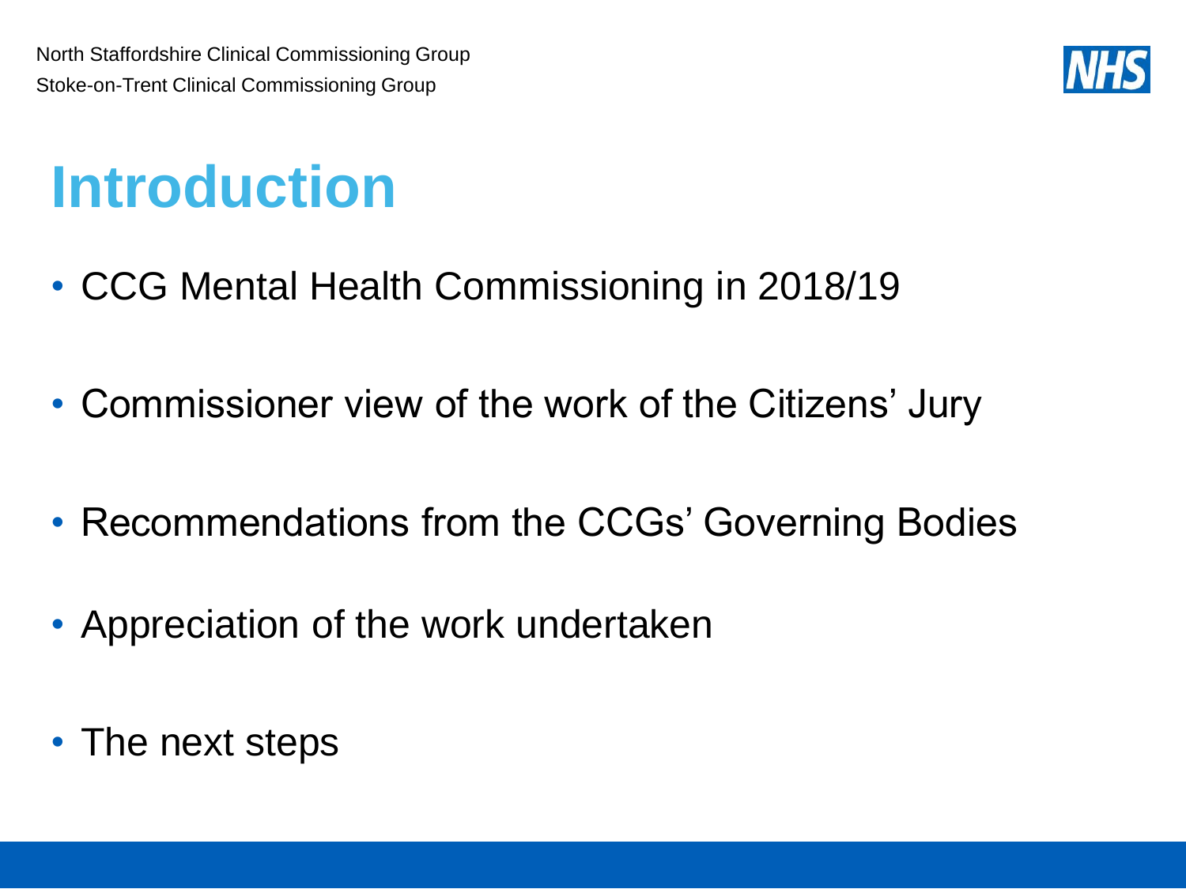North Staffordshire Clinical Commissioning Group
Stoke-on-Trent Clinical Commissioning Group

# Introduction

- CCG Mental Health Commissioning in 2018/19
- Commissioner view of the work of the Citizens' Jury
- Recommendations from the CCGs' Governing Bodies
- Appreciation of the work undertaken
- The next steps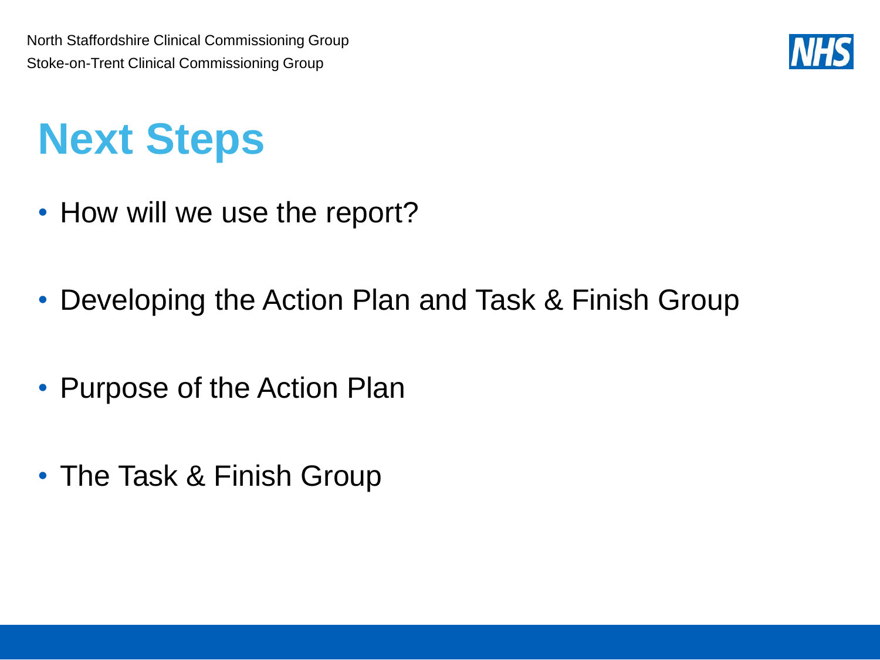North Staffordshire Clinical Commissioning Group
Stoke-on-Trent Clinical Commissioning Group

# Next Steps

- How will we use the report?
- Developing the Action Plan and Task & Finish Group
- Purpose of the Action Plan
- The Task & Finish Group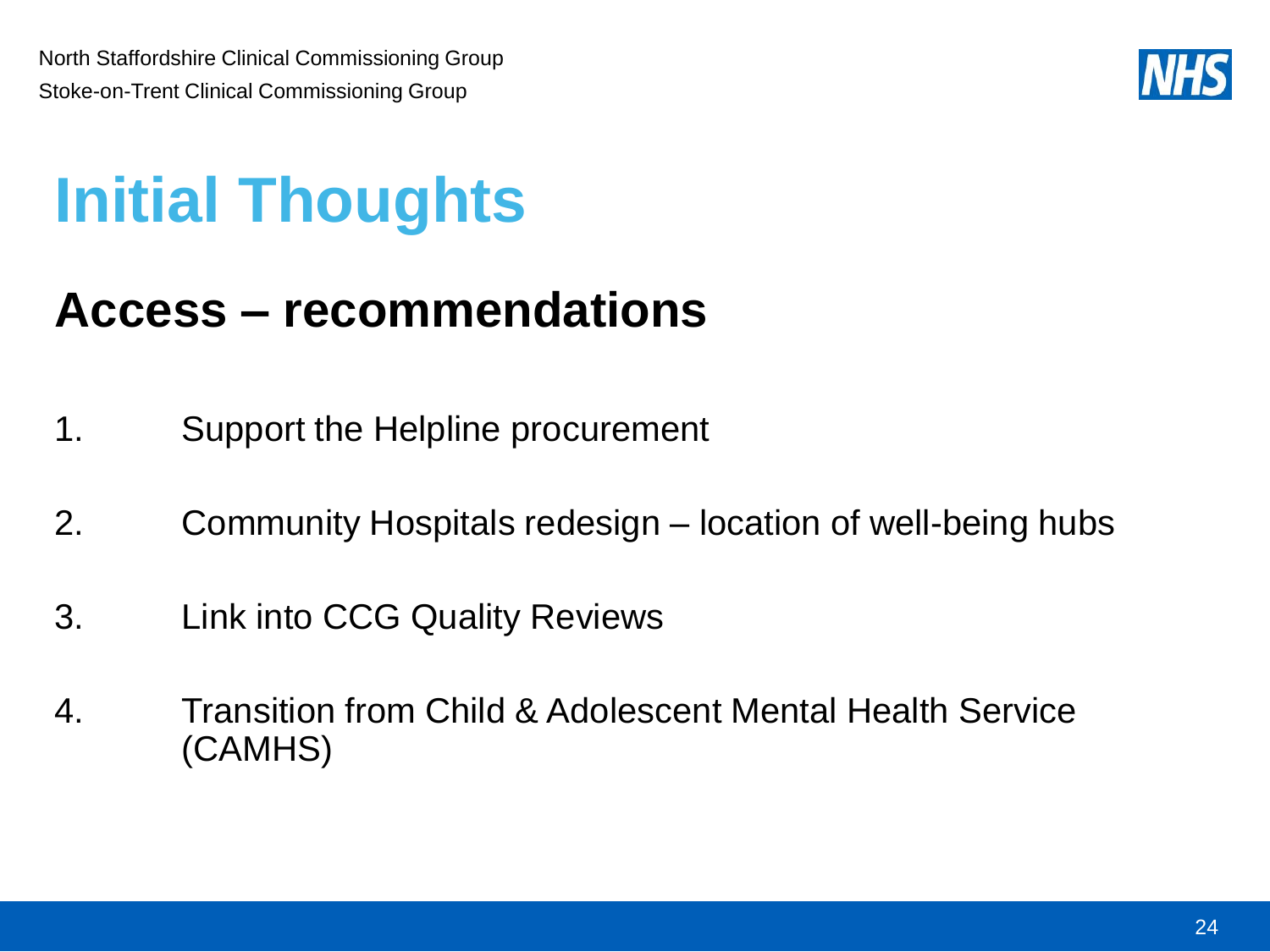# Initial Thoughts

## Access – recommendations

1. Support the Helpline procurement
2. Community Hospitals redesign – location of well-being hubs
3. Link into CCG Quality Reviews
4. Transition from Child & Adolescent Mental Health Service (CAMHS)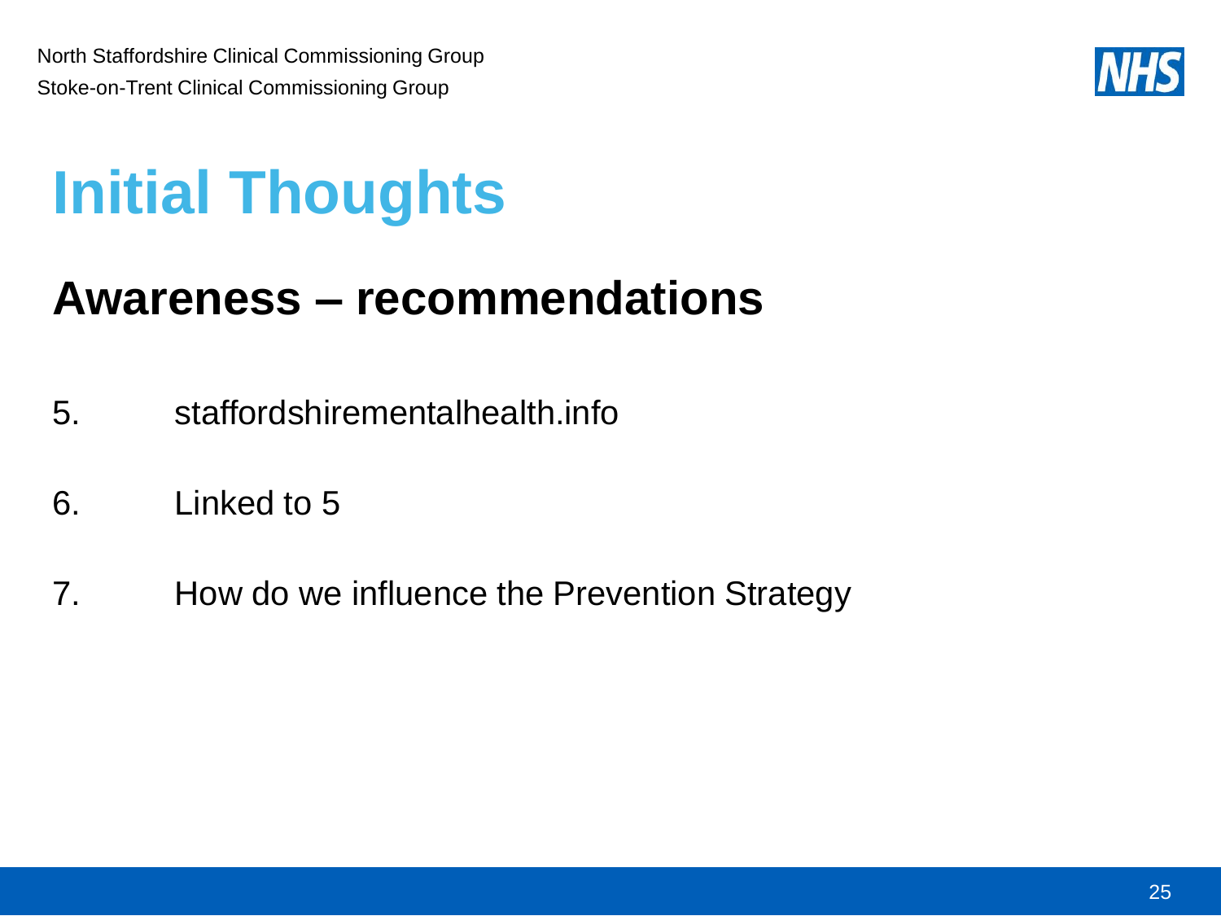North Staffordshire Clinical Commissioning Group
Stoke-on-Trent Clinical Commissioning Group

# Initial Thoughts

## Awareness – recommendations

5. staffordshirementalhealth.info
6. Linked to 5
7. How do we influence the Prevention Strategy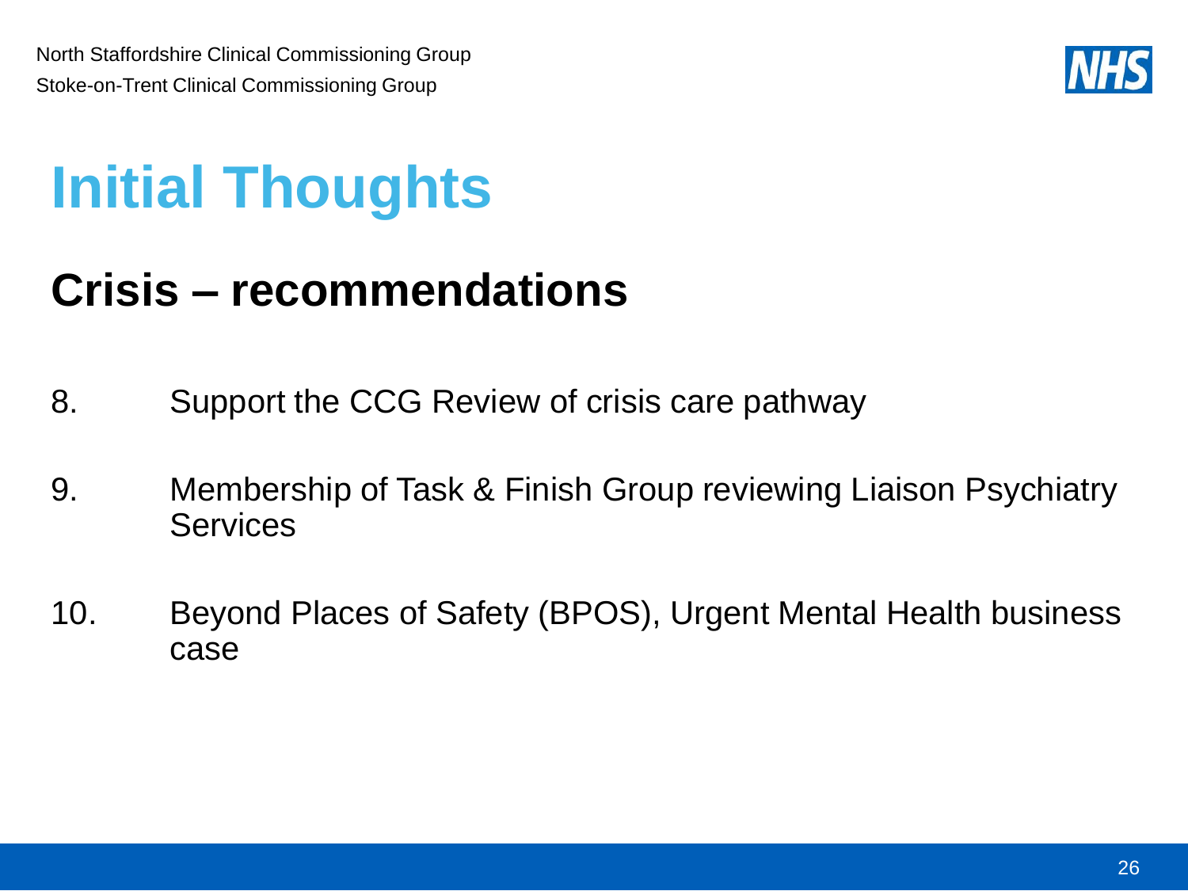North Staffordshire Clinical Commissioning Group
Stoke-on-Trent Clinical Commissioning Group

# Initial Thoughts

## Crisis – recommendations

8. Support the CCG Review of crisis care pathway

9. Membership of Task & Finish Group reviewing Liaison Psychiatry Services

10. Beyond Places of Safety (BPOS), Urgent Mental Health business case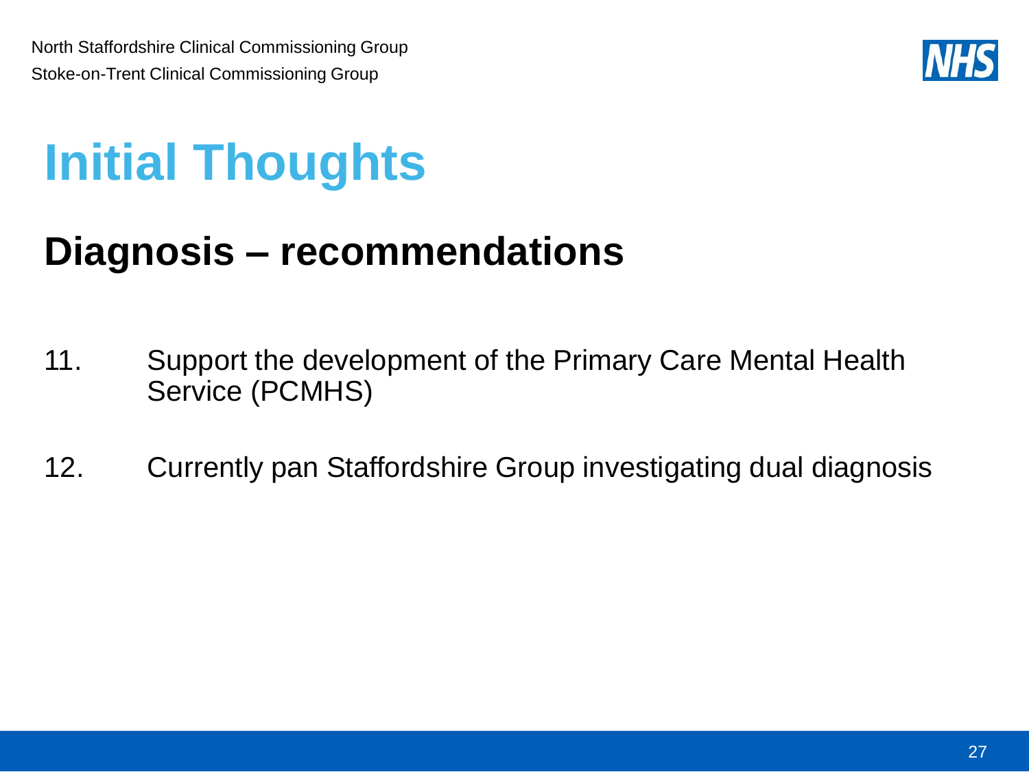# Initial Thoughts

## Diagnosis – recommendations

11. Support the development of the Primary Care Mental Health Service (PCMHS)

12. Currently pan Staffordshire Group investigating dual diagnosis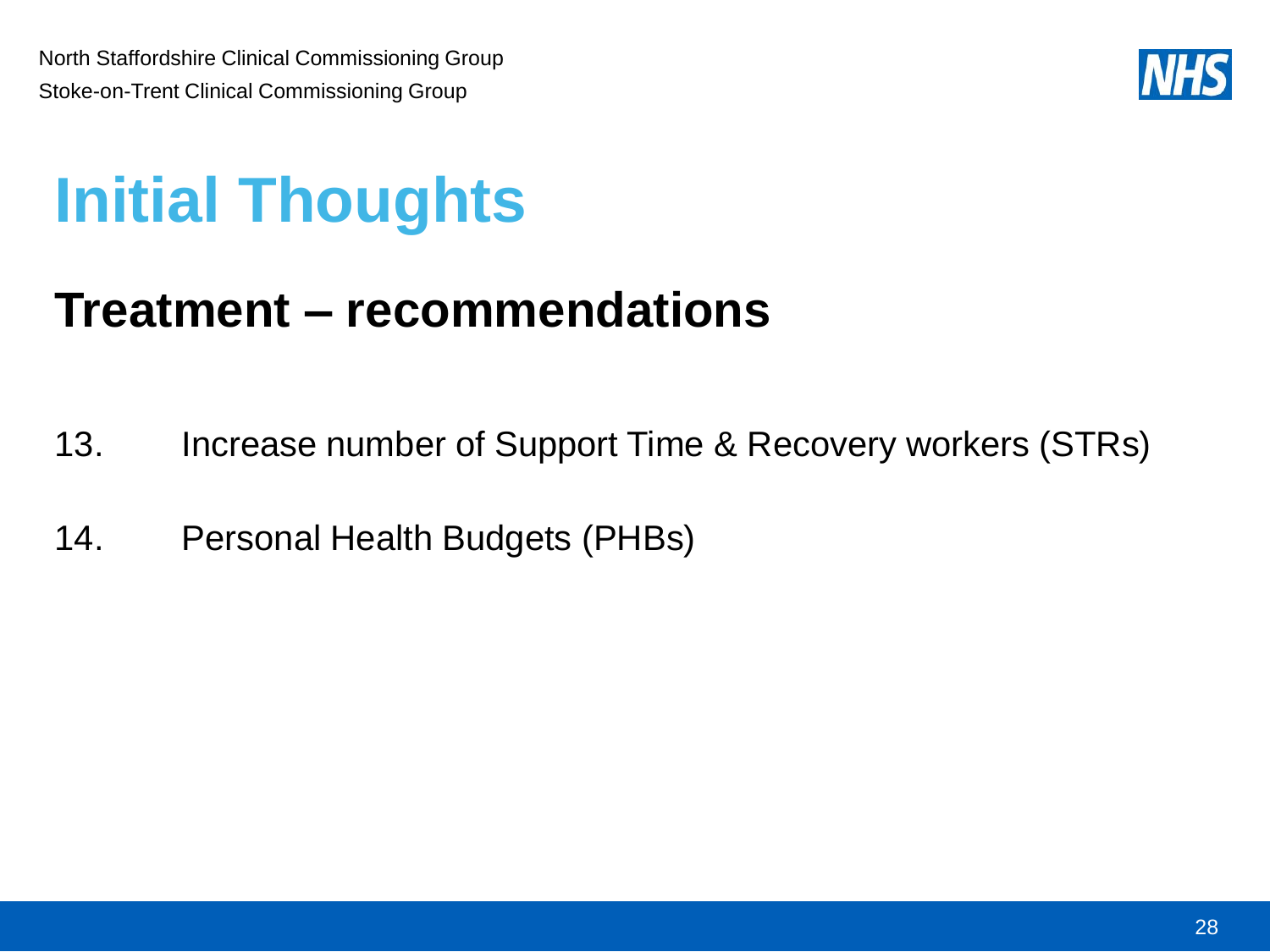# Initial Thoughts

## Treatment – recommendations

13. Increase number of Support Time & Recovery workers (STRs)
14. Personal Health Budgets (PHBs)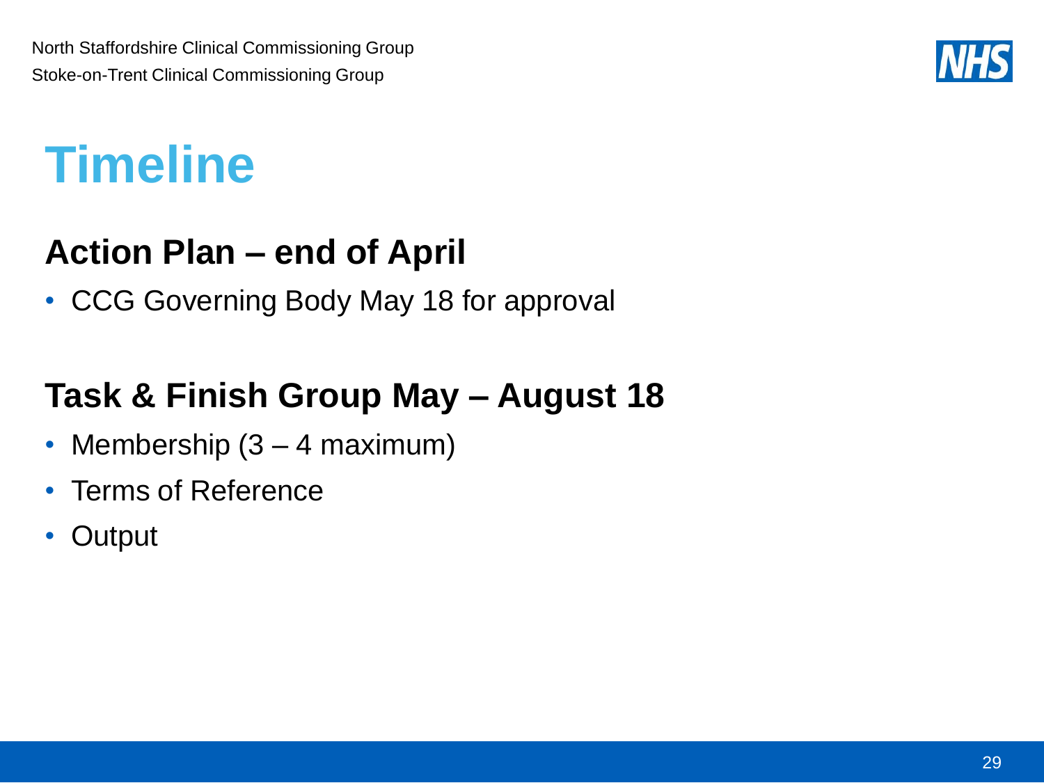# Timeline

## Action Plan – end of April

- CCG Governing Body May 18 for approval

## Task & Finish Group May – August 18

- Membership (3 – 4 maximum)
- Terms of Reference
- Output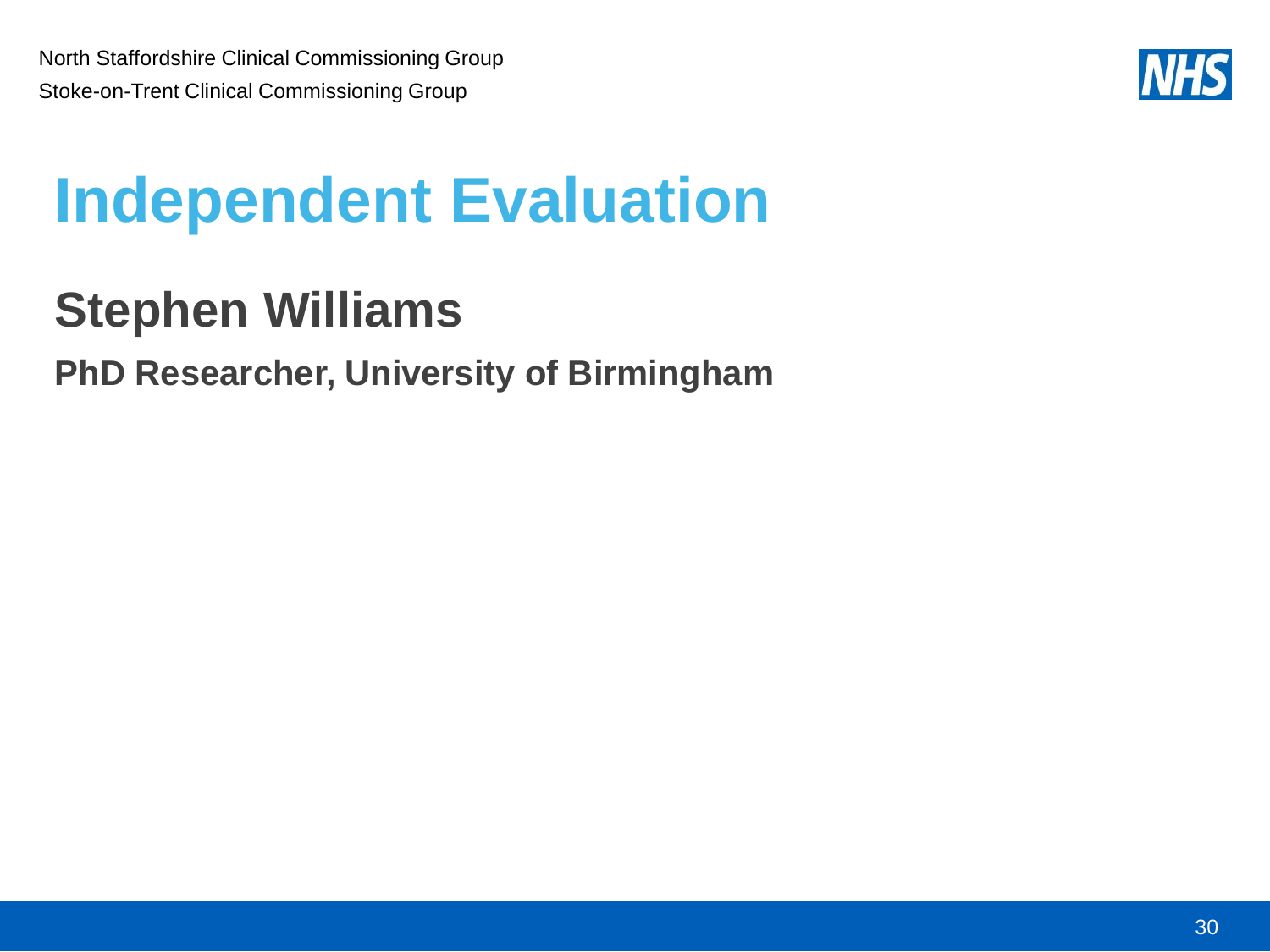North Staffordshire Clinical Commissioning Group
Stoke-on-Trent Clinical Commissioning Group

# Independent Evaluation

## Stephen Williams

**PhD Researcher, University of Birmingham**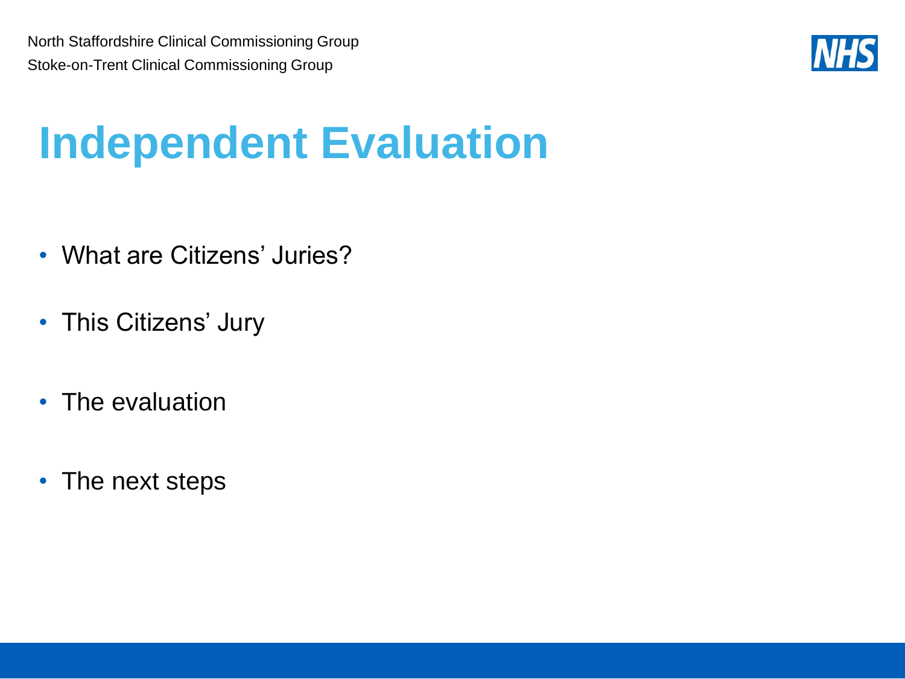North Staffordshire Clinical Commissioning Group

Stoke-on-Trent Clinical Commissioning Group

# Independent Evaluation

- What are Citizens' Juries?
- This Citizens' Jury
- The evaluation
- The next steps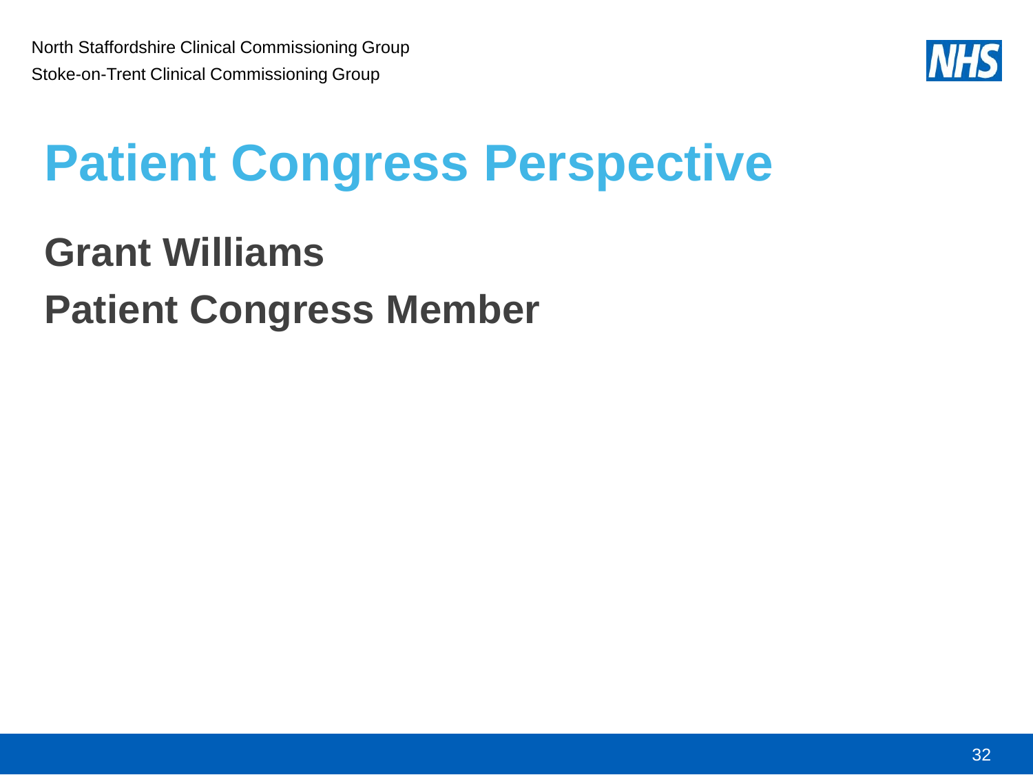# Patient Congress Perspective

**Grant Williams**

**Patient Congress Member**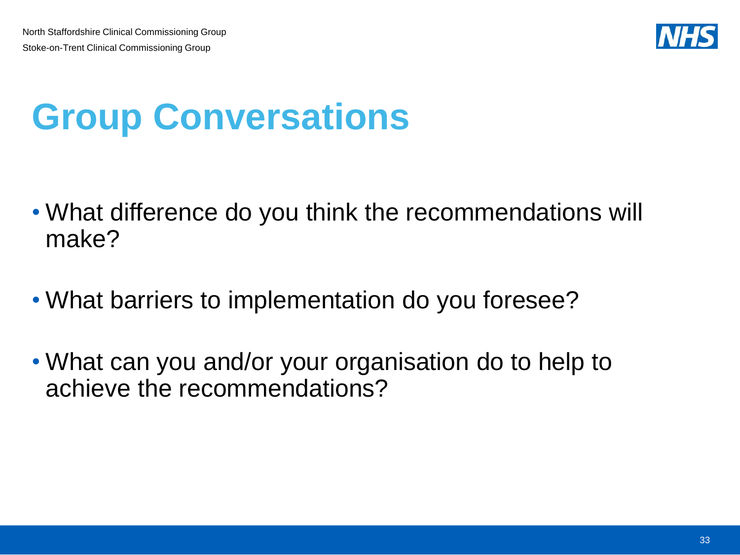# Group Conversations

- What difference do you think the recommendations will make?
- What barriers to implementation do you foresee?
- What can you and/or your organisation do to help to achieve the recommendations?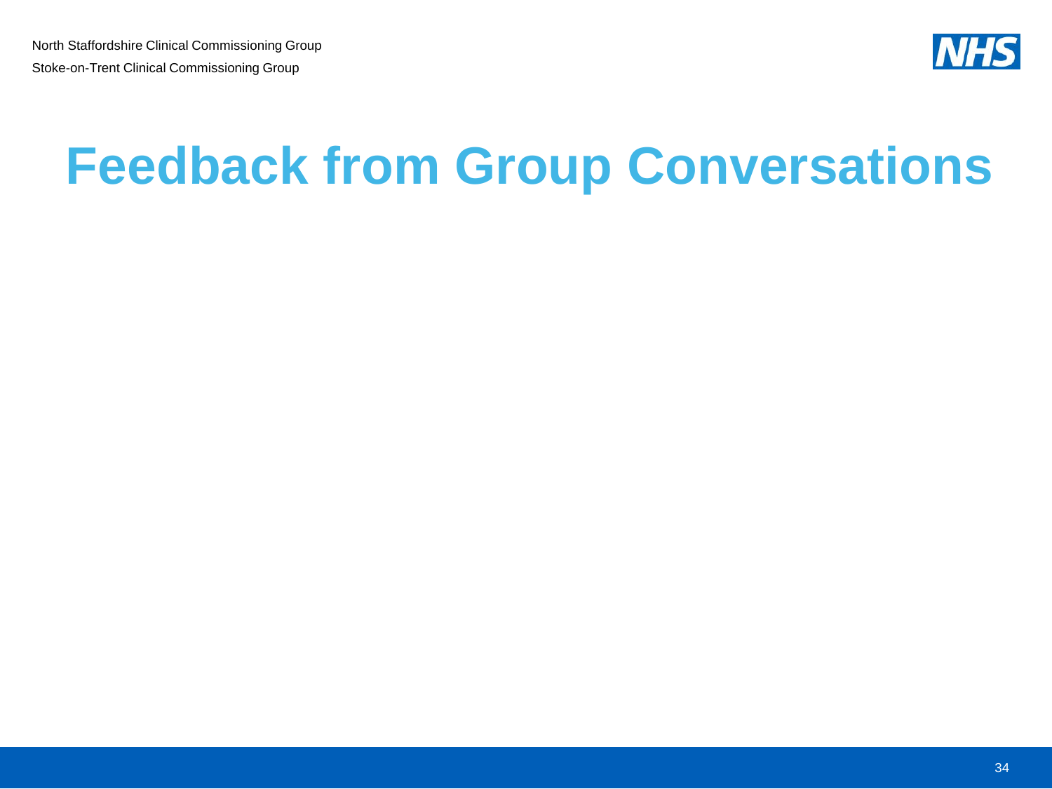# Feedback from Group Conversations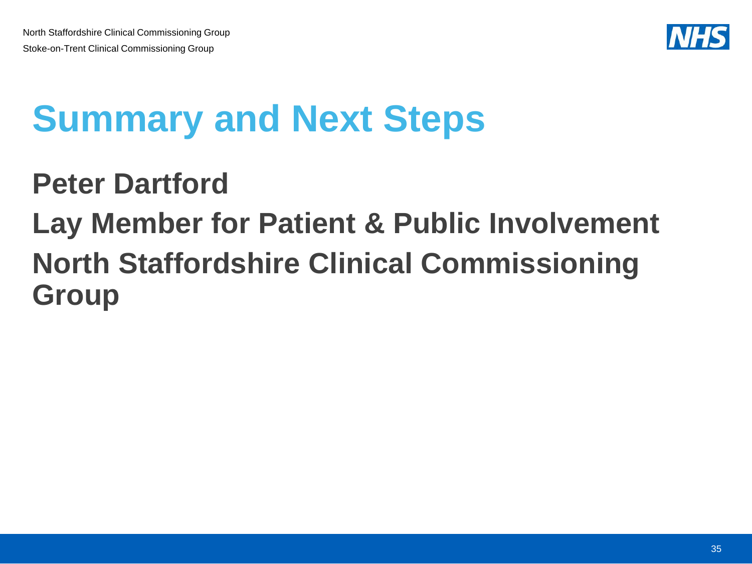# Summary and Next Steps

**Peter Dartford**

**Lay Member for Patient & Public Involvement**

**North Staffordshire Clinical Commissioning Group**